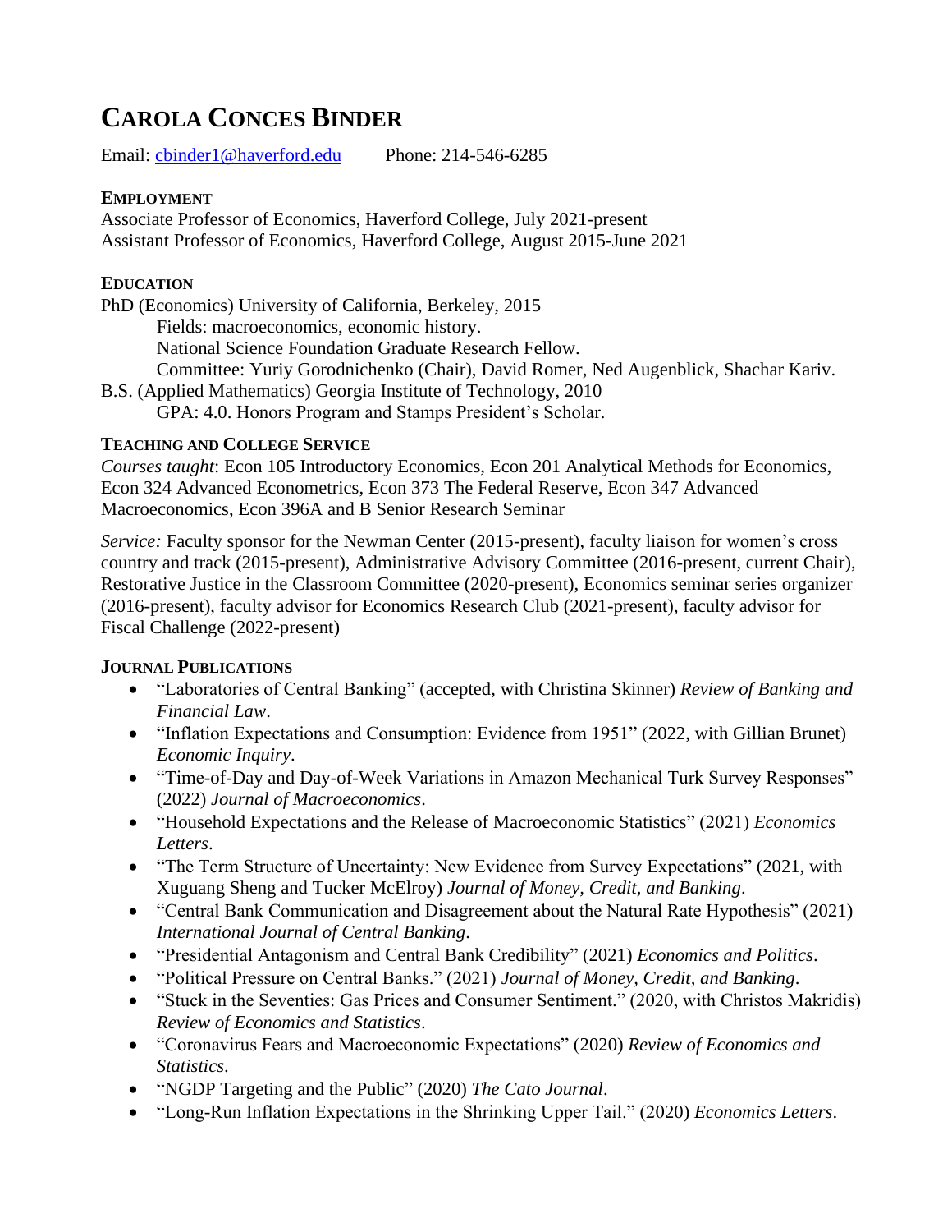# CAROLA CONCES BINDER

Email: cbinder1@haverford.edu Phone: 214-546-6285

## EMPLOYMENT

Associate Professor of Economics, Haverford College, July 2021-present
Assistant Professor of Economics, Haverford College, August 2015-June 2021

## EDUCATION

PhD (Economics) University of California, Berkeley, 2015

- Fields: macroeconomics, economic history.
- National Science Foundation Graduate Research Fellow.
- Committee: Yuriy Gorodnichenko (Chair), David Romer, Ned Augenblick, Shachar Kariv.

B.S. (Applied Mathematics) Georgia Institute of Technology, 2010

- GPA: 4.0. Honors Program and Stamps President's Scholar.

## TEACHING AND COLLEGE SERVICE

*Courses taught*: Econ 105 Introductory Economics, Econ 201 Analytical Methods for Economics, Econ 324 Advanced Econometrics, Econ 373 The Federal Reserve, Econ 347 Advanced Macroeconomics, Econ 396A and B Senior Research Seminar

*Service:* Faculty sponsor for the Newman Center (2015-present), faculty liaison for women's cross country and track (2015-present), Administrative Advisory Committee (2016-present, current Chair), Restorative Justice in the Classroom Committee (2020-present), Economics seminar series organizer (2016-present), faculty advisor for Economics Research Club (2021-present), faculty advisor for Fiscal Challenge (2022-present)

## JOURNAL PUBLICATIONS

- "Laboratories of Central Banking" (accepted, with Christina Skinner) *Review of Banking and Financial Law*.
- "Inflation Expectations and Consumption: Evidence from 1951" (2022, with Gillian Brunet) *Economic Inquiry*.
- "Time-of-Day and Day-of-Week Variations in Amazon Mechanical Turk Survey Responses" (2022) *Journal of Macroeconomics*.
- "Household Expectations and the Release of Macroeconomic Statistics" (2021) *Economics Letters*.
- "The Term Structure of Uncertainty: New Evidence from Survey Expectations" (2021, with Xuguang Sheng and Tucker McElroy) *Journal of Money, Credit, and Banking*.
- "Central Bank Communication and Disagreement about the Natural Rate Hypothesis" (2021) *International Journal of Central Banking*.
- "Presidential Antagonism and Central Bank Credibility" (2021) *Economics and Politics*.
- "Political Pressure on Central Banks." (2021) *Journal of Money, Credit, and Banking*.
- "Stuck in the Seventies: Gas Prices and Consumer Sentiment." (2020, with Christos Makridis) *Review of Economics and Statistics*.
- "Coronavirus Fears and Macroeconomic Expectations" (2020) *Review of Economics and Statistics*.
- "NGDP Targeting and the Public" (2020) *The Cato Journal*.
- "Long-Run Inflation Expectations in the Shrinking Upper Tail." (2020) *Economics Letters*.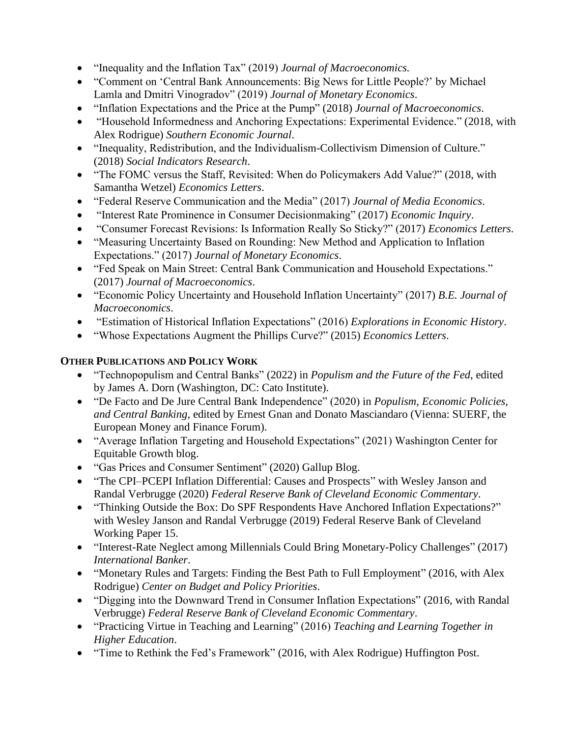- "Inequality and the Inflation Tax" (2019) *Journal of Macroeconomics.*
- "Comment on 'Central Bank Announcements: Big News for Little People?' by Michael Lamla and Dmitri Vinogradov" (2019) *Journal of Monetary Economics*.
- "Inflation Expectations and the Price at the Pump" (2018) *Journal of Macroeconomics*.
- "Household Informedness and Anchoring Expectations: Experimental Evidence." (2018, with Alex Rodrigue) *Southern Economic Journal*.
- "Inequality, Redistribution, and the Individualism-Collectivism Dimension of Culture." (2018) *Social Indicators Research*.
- "The FOMC versus the Staff, Revisited: When do Policymakers Add Value?" (2018, with Samantha Wetzel) *Economics Letters*.
- "Federal Reserve Communication and the Media" (2017) *Journal of Media Economics*.
- "Interest Rate Prominence in Consumer Decisionmaking" (2017) *Economic Inquiry*.
- "Consumer Forecast Revisions: Is Information Really So Sticky?" (2017) *Economics Letters.*
- "Measuring Uncertainty Based on Rounding: New Method and Application to Inflation Expectations." (2017) *Journal of Monetary Economics*.
- "Fed Speak on Main Street: Central Bank Communication and Household Expectations." (2017) *Journal of Macroeconomics*.
- "Economic Policy Uncertainty and Household Inflation Uncertainty" (2017) *B.E. Journal of Macroeconomics*.
- "Estimation of Historical Inflation Expectations" (2016) *Explorations in Economic History*.
- "Whose Expectations Augment the Phillips Curve?" (2015) *Economics Letters*.

## OTHER PUBLICATIONS AND POLICY WORK

- "Technopopulism and Central Banks" (2022) in *Populism and the Future of the Fed*, edited by James A. Dorn (Washington, DC: Cato Institute).
- "De Facto and De Jure Central Bank Independence" (2020) in *Populism, Economic Policies, and Central Banking*, edited by Ernest Gnan and Donato Masciandaro (Vienna: SUERF, the European Money and Finance Forum).
- "Average Inflation Targeting and Household Expectations" (2021) Washington Center for Equitable Growth blog.
- "Gas Prices and Consumer Sentiment" (2020) Gallup Blog.
- "The CPI–PCEPI Inflation Differential: Causes and Prospects" with Wesley Janson and Randal Verbrugge (2020) *Federal Reserve Bank of Cleveland Economic Commentary*.
- "Thinking Outside the Box: Do SPF Respondents Have Anchored Inflation Expectations?" with Wesley Janson and Randal Verbrugge (2019) Federal Reserve Bank of Cleveland Working Paper 15.
- "Interest-Rate Neglect among Millennials Could Bring Monetary-Policy Challenges" (2017) *International Banker*.
- "Monetary Rules and Targets: Finding the Best Path to Full Employment" (2016, with Alex Rodrigue) *Center on Budget and Policy Priorities*.
- "Digging into the Downward Trend in Consumer Inflation Expectations" (2016, with Randal Verbrugge) *Federal Reserve Bank of Cleveland Economic Commentary*.
- "Practicing Virtue in Teaching and Learning" (2016) *Teaching and Learning Together in Higher Education*.
- "Time to Rethink the Fed's Framework" (2016, with Alex Rodrigue) Huffington Post.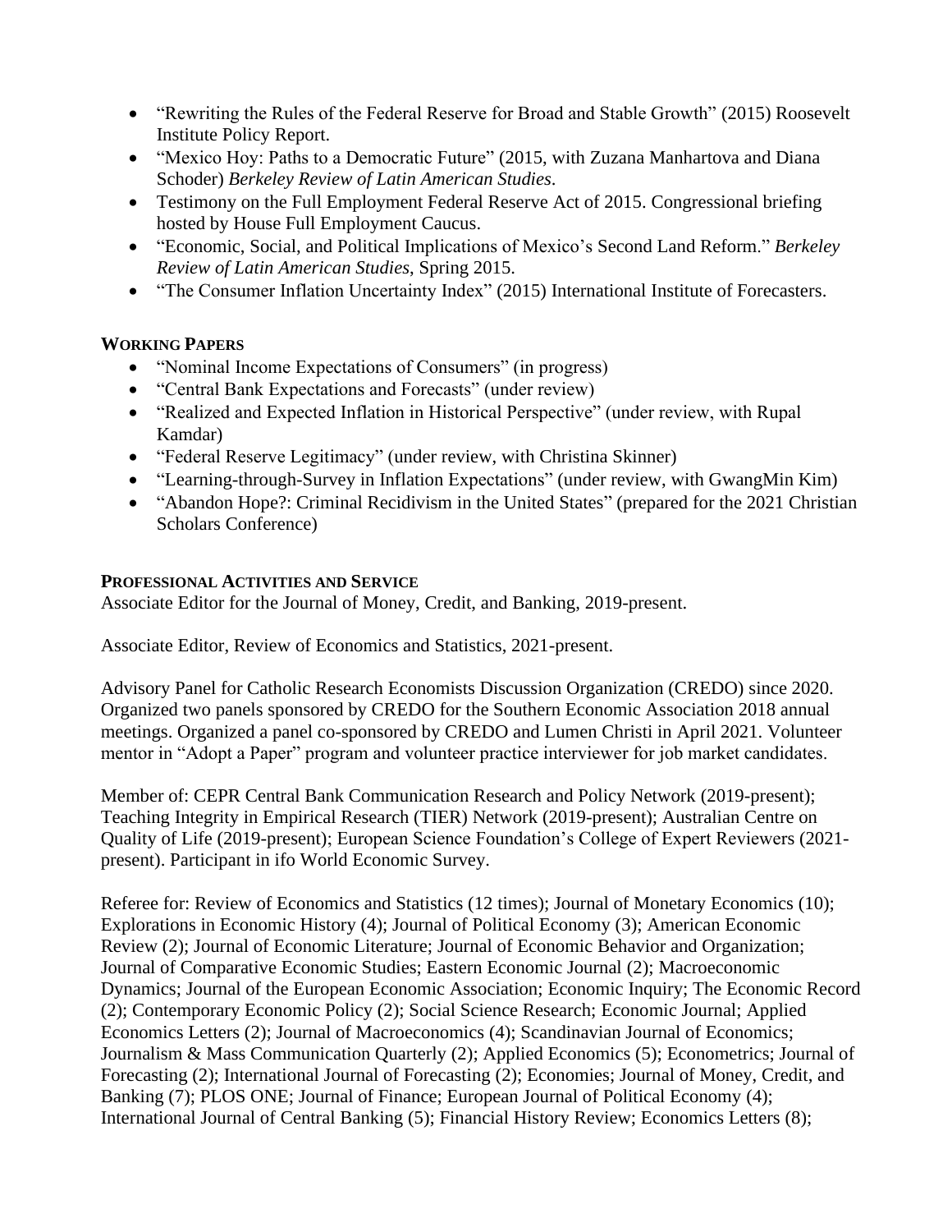- "Rewriting the Rules of the Federal Reserve for Broad and Stable Growth" (2015) Roosevelt Institute Policy Report.
- "Mexico Hoy: Paths to a Democratic Future" (2015, with Zuzana Manhartova and Diana Schoder) *Berkeley Review of Latin American Studies*.
- Testimony on the Full Employment Federal Reserve Act of 2015. Congressional briefing hosted by House Full Employment Caucus.
- "Economic, Social, and Political Implications of Mexico's Second Land Reform." *Berkeley Review of Latin American Studies*, Spring 2015.
- "The Consumer Inflation Uncertainty Index" (2015) International Institute of Forecasters.

## WORKING PAPERS

- "Nominal Income Expectations of Consumers" (in progress)
- "Central Bank Expectations and Forecasts" (under review)
- "Realized and Expected Inflation in Historical Perspective" (under review, with Rupal Kamdar)
- "Federal Reserve Legitimacy" (under review, with Christina Skinner)
- "Learning-through-Survey in Inflation Expectations" (under review, with GwangMin Kim)
- "Abandon Hope?: Criminal Recidivism in the United States" (prepared for the 2021 Christian Scholars Conference)

## PROFESSIONAL ACTIVITIES AND SERVICE

Associate Editor for the Journal of Money, Credit, and Banking, 2019-present.

Associate Editor, Review of Economics and Statistics, 2021-present.

Advisory Panel for Catholic Research Economists Discussion Organization (CREDO) since 2020. Organized two panels sponsored by CREDO for the Southern Economic Association 2018 annual meetings. Organized a panel co-sponsored by CREDO and Lumen Christi in April 2021. Volunteer mentor in "Adopt a Paper" program and volunteer practice interviewer for job market candidates.

Member of: CEPR Central Bank Communication Research and Policy Network (2019-present); Teaching Integrity in Empirical Research (TIER) Network (2019-present); Australian Centre on Quality of Life (2019-present); European Science Foundation's College of Expert Reviewers (2021-present). Participant in ifo World Economic Survey.

Referee for: Review of Economics and Statistics (12 times); Journal of Monetary Economics (10); Explorations in Economic History (4); Journal of Political Economy (3); American Economic Review (2); Journal of Economic Literature; Journal of Economic Behavior and Organization; Journal of Comparative Economic Studies; Eastern Economic Journal (2); Macroeconomic Dynamics; Journal of the European Economic Association; Economic Inquiry; The Economic Record (2); Contemporary Economic Policy (2); Social Science Research; Economic Journal; Applied Economics Letters (2); Journal of Macroeconomics (4); Scandinavian Journal of Economics; Journalism & Mass Communication Quarterly (2); Applied Economics (5); Econometrics; Journal of Forecasting (2); International Journal of Forecasting (2); Economies; Journal of Money, Credit, and Banking (7); PLOS ONE; Journal of Finance; European Journal of Political Economy (4); International Journal of Central Banking (5); Financial History Review; Economics Letters (8);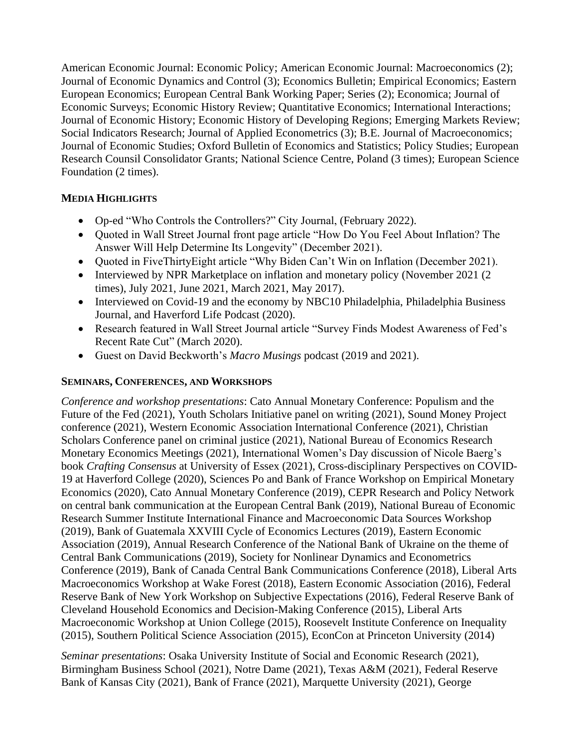American Economic Journal: Economic Policy; American Economic Journal: Macroeconomics (2); Journal of Economic Dynamics and Control (3); Economics Bulletin; Empirical Economics; Eastern European Economics; European Central Bank Working Paper; Series (2); Economica; Journal of Economic Surveys; Economic History Review; Quantitative Economics; International Interactions; Journal of Economic History; Economic History of Developing Regions; Emerging Markets Review; Social Indicators Research; Journal of Applied Econometrics (3); B.E. Journal of Macroeconomics; Journal of Economic Studies; Oxford Bulletin of Economics and Statistics; Policy Studies; European Research Counsil Consolidator Grants; National Science Centre, Poland (3 times); European Science Foundation (2 times).

**MEDIA HIGHLIGHTS**

- Op-ed "Who Controls the Controllers?" City Journal, (February 2022).
- Quoted in Wall Street Journal front page article "How Do You Feel About Inflation? The Answer Will Help Determine Its Longevity" (December 2021).
- Quoted in FiveThirtyEight article "Why Biden Can't Win on Inflation (December 2021).
- Interviewed by NPR Marketplace on inflation and monetary policy (November 2021 (2 times), July 2021, June 2021, March 2021, May 2017).
- Interviewed on Covid-19 and the economy by NBC10 Philadelphia, Philadelphia Business Journal, and Haverford Life Podcast (2020).
- Research featured in Wall Street Journal article "Survey Finds Modest Awareness of Fed's Recent Rate Cut" (March 2020).
- Guest on David Beckworth's *Macro Musings* podcast (2019 and 2021).

**SEMINARS, CONFERENCES, AND WORKSHOPS**

*Conference and workshop presentations*: Cato Annual Monetary Conference: Populism and the Future of the Fed (2021), Youth Scholars Initiative panel on writing (2021), Sound Money Project conference (2021), Western Economic Association International Conference (2021), Christian Scholars Conference panel on criminal justice (2021), National Bureau of Economics Research Monetary Economics Meetings (2021), International Women's Day discussion of Nicole Baerg's book *Crafting Consensus* at University of Essex (2021), Cross-disciplinary Perspectives on COVID-19 at Haverford College (2020), Sciences Po and Bank of France Workshop on Empirical Monetary Economics (2020), Cato Annual Monetary Conference (2019), CEPR Research and Policy Network on central bank communication at the European Central Bank (2019), National Bureau of Economic Research Summer Institute International Finance and Macroeconomic Data Sources Workshop (2019), Bank of Guatemala XXVIII Cycle of Economics Lectures (2019), Eastern Economic Association (2019), Annual Research Conference of the National Bank of Ukraine on the theme of Central Bank Communications (2019), Society for Nonlinear Dynamics and Econometrics Conference (2019), Bank of Canada Central Bank Communications Conference (2018), Liberal Arts Macroeconomics Workshop at Wake Forest (2018), Eastern Economic Association (2016), Federal Reserve Bank of New York Workshop on Subjective Expectations (2016), Federal Reserve Bank of Cleveland Household Economics and Decision-Making Conference (2015), Liberal Arts Macroeconomic Workshop at Union College (2015), Roosevelt Institute Conference on Inequality (2015), Southern Political Science Association (2015), EconCon at Princeton University (2014)

*Seminar presentations*: Osaka University Institute of Social and Economic Research (2021), Birmingham Business School (2021), Notre Dame (2021), Texas A&M (2021), Federal Reserve Bank of Kansas City (2021), Bank of France (2021), Marquette University (2021), George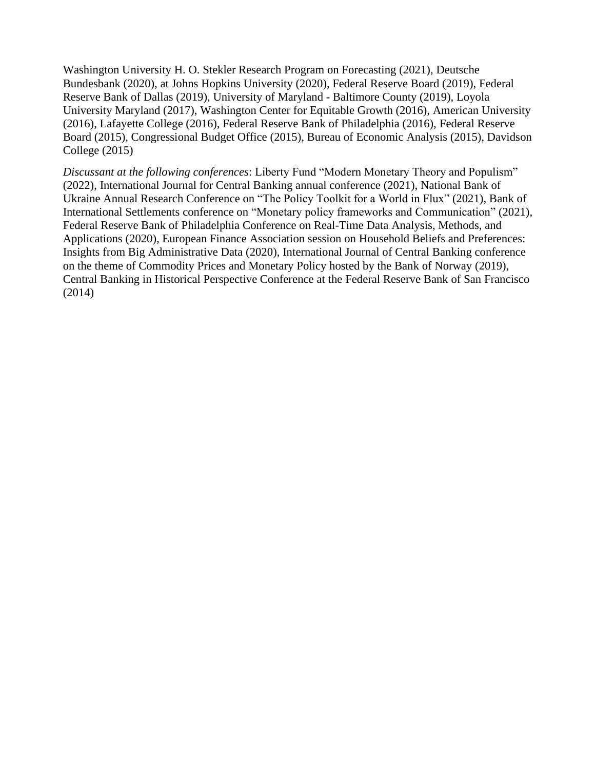Washington University H. O. Stekler Research Program on Forecasting (2021), Deutsche Bundesbank (2020), at Johns Hopkins University (2020), Federal Reserve Board (2019), Federal Reserve Bank of Dallas (2019), University of Maryland - Baltimore County (2019), Loyola University Maryland (2017), Washington Center for Equitable Growth (2016), American University (2016), Lafayette College (2016), Federal Reserve Bank of Philadelphia (2016), Federal Reserve Board (2015), Congressional Budget Office (2015), Bureau of Economic Analysis (2015), Davidson College (2015)

*Discussant at the following conferences*: Liberty Fund "Modern Monetary Theory and Populism" (2022), International Journal for Central Banking annual conference (2021), National Bank of Ukraine Annual Research Conference on "The Policy Toolkit for a World in Flux" (2021), Bank of International Settlements conference on "Monetary policy frameworks and Communication" (2021), Federal Reserve Bank of Philadelphia Conference on Real-Time Data Analysis, Methods, and Applications (2020), European Finance Association session on Household Beliefs and Preferences: Insights from Big Administrative Data (2020), International Journal of Central Banking conference on the theme of Commodity Prices and Monetary Policy hosted by the Bank of Norway (2019), Central Banking in Historical Perspective Conference at the Federal Reserve Bank of San Francisco (2014)